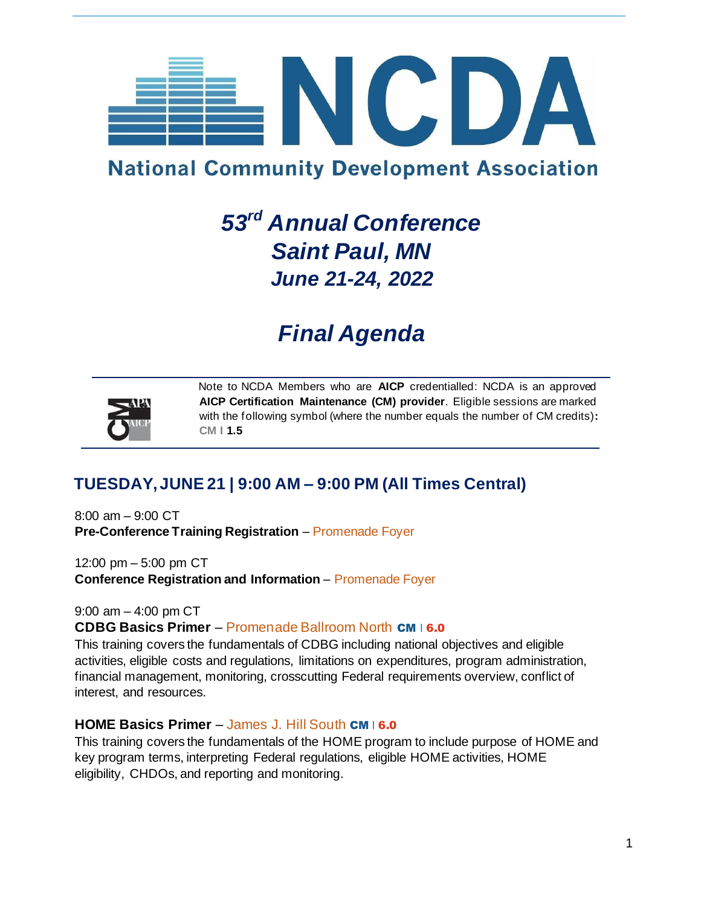# NCDA

**National Community Development Association**

## *53rd Annual Conference*
## *Saint Paul, MN*
## *June 21-24, 2022*

# *Final Agenda*

Note to NCDA Members who are **AICP** credentialled: NCDA is an approved **AICP Certification Maintenance (CM) provider**. Eligible sessions are marked with the following symbol (where the number equals the number of CM credits)**:** CM I **1.5**

## TUESDAY, JUNE 21 | 9:00 AM – 9:00 PM (All Times Central)

8:00 am – 9:00 CT
**Pre-Conference Training Registration** – Promenade Foyer

12:00 pm – 5:00 pm CT
**Conference Registration and Information** – Promenade Foyer

9:00 am – 4:00 pm CT
**CDBG Basics Primer** – Promenade Ballroom North **CM** I **6.0**
This training covers the fundamentals of CDBG including national objectives and eligible activities, eligible costs and regulations, limitations on expenditures, program administration, financial management, monitoring, crosscutting Federal requirements overview, conflict of interest, and resources.

**HOME Basics Primer** – James J. Hill South **CM** I **6.0**
This training covers the fundamentals of the HOME program to include purpose of HOME and key program terms, interpreting Federal regulations, eligible HOME activities, HOME eligibility, CHDOs, and reporting and monitoring.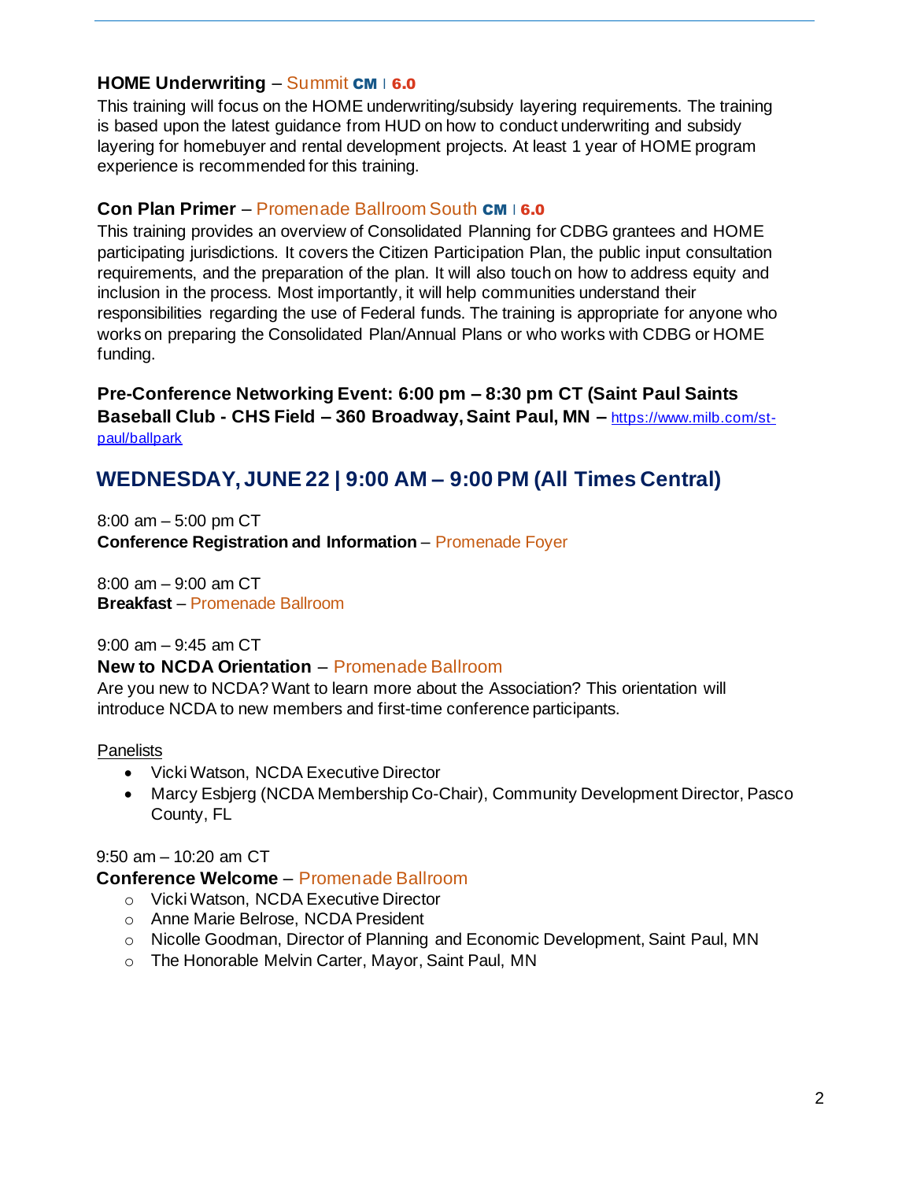**HOME Underwriting** – Summit **CM | 6.0**

This training will focus on the HOME underwriting/subsidy layering requirements. The training is based upon the latest guidance from HUD on how to conduct underwriting and subsidy layering for homebuyer and rental development projects. At least 1 year of HOME program experience is recommended for this training.

**Con Plan Primer** – Promenade Ballroom South **CM | 6.0**

This training provides an overview of Consolidated Planning for CDBG grantees and HOME participating jurisdictions. It covers the Citizen Participation Plan, the public input consultation requirements, and the preparation of the plan. It will also touch on how to address equity and inclusion in the process. Most importantly, it will help communities understand their responsibilities regarding the use of Federal funds. The training is appropriate for anyone who works on preparing the Consolidated Plan/Annual Plans or who works with CDBG or HOME funding.

**Pre-Conference Networking Event: 6:00 pm – 8:30 pm CT (Saint Paul Saints Baseball Club - CHS Field – 360 Broadway, Saint Paul, MN –** https://www.milb.com/st-paul/ballpark

## WEDNESDAY, JUNE 22 | 9:00 AM – 9:00 PM (All Times Central)

8:00 am – 5:00 pm CT
**Conference Registration and Information** – Promenade Foyer

8:00 am – 9:00 am CT
**Breakfast** – Promenade Ballroom

9:00 am – 9:45 am CT
**New to NCDA Orientation** – Promenade Ballroom
Are you new to NCDA? Want to learn more about the Association? This orientation will introduce NCDA to new members and first-time conference participants.

Panelists

- Vicki Watson, NCDA Executive Director
- Marcy Esbjerg (NCDA Membership Co-Chair), Community Development Director, Pasco County, FL

9:50 am – 10:20 am CT
**Conference Welcome** – Promenade Ballroom

- Vicki Watson, NCDA Executive Director
- Anne Marie Belrose, NCDA President
- Nicolle Goodman, Director of Planning and Economic Development, Saint Paul, MN
- The Honorable Melvin Carter, Mayor, Saint Paul, MN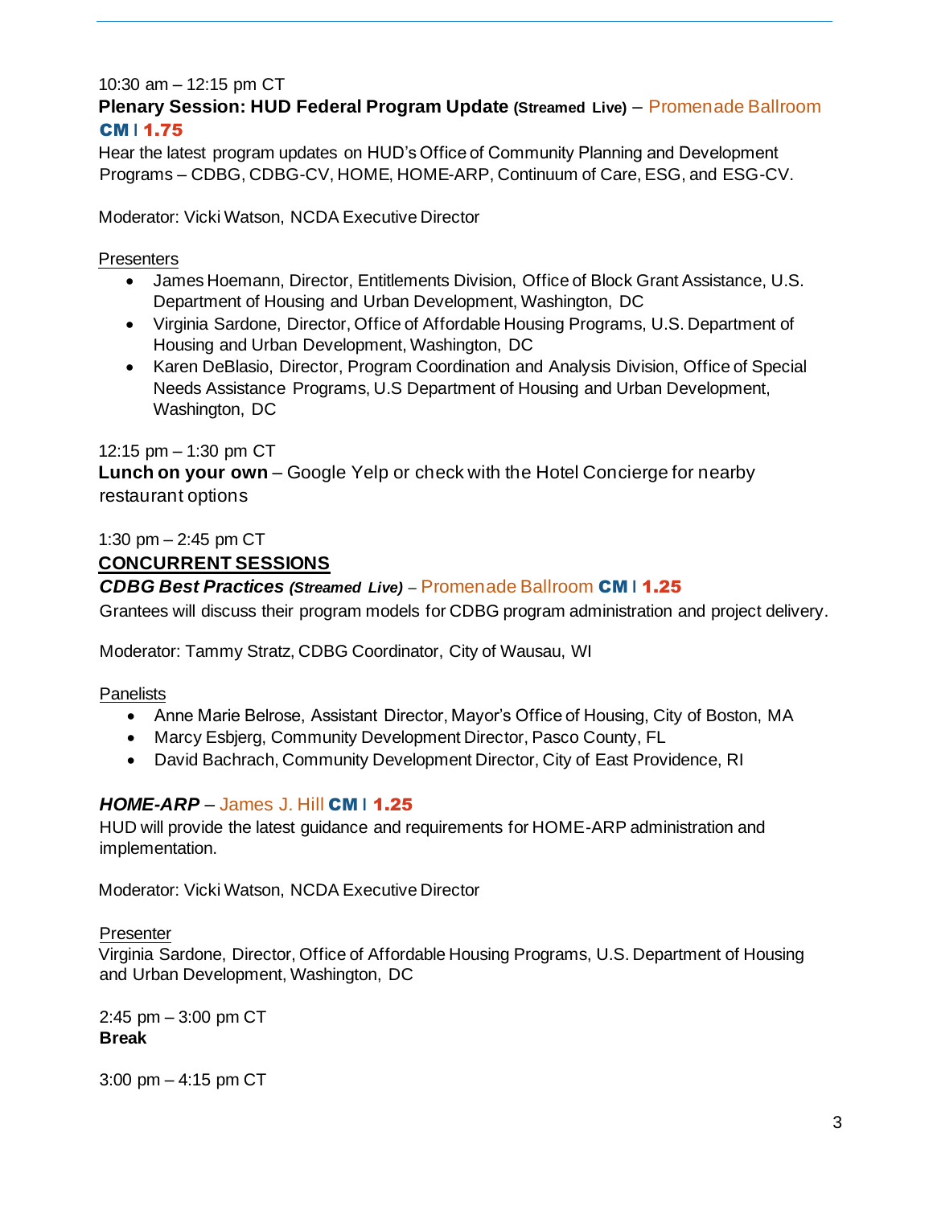10:30 am – 12:15 pm CT

**Plenary Session: HUD Federal Program Update** **(Streamed Live)** – Promenade Ballroom
**CM I 1.75**

Hear the latest program updates on HUD's Office of Community Planning and Development Programs – CDBG, CDBG-CV, HOME, HOME-ARP, Continuum of Care, ESG, and ESG-CV.

Moderator: Vicki Watson, NCDA Executive Director

Presenters

- James Hoemann, Director, Entitlements Division, Office of Block Grant Assistance, U.S. Department of Housing and Urban Development, Washington, DC
- Virginia Sardone, Director, Office of Affordable Housing Programs, U.S. Department of Housing and Urban Development, Washington, DC
- Karen DeBlasio, Director, Program Coordination and Analysis Division, Office of Special Needs Assistance Programs, U.S Department of Housing and Urban Development, Washington, DC

12:15 pm – 1:30 pm CT

**Lunch on your own** – Google Yelp or check with the Hotel Concierge for nearby restaurant options

1:30 pm – 2:45 pm CT

**CONCURRENT SESSIONS**

***CDBG Best Practices*** ***(Streamed Live)*** – Promenade Ballroom **CM I 1.25**

Grantees will discuss their program models for CDBG program administration and project delivery.

Moderator: Tammy Stratz, CDBG Coordinator, City of Wausau, WI

Panelists

- Anne Marie Belrose, Assistant Director, Mayor's Office of Housing, City of Boston, MA
- Marcy Esbjerg, Community Development Director, Pasco County, FL
- David Bachrach, Community Development Director, City of East Providence, RI

***HOME-ARP*** – James J. Hill **CM I 1.25**

HUD will provide the latest guidance and requirements for HOME-ARP administration and implementation.

Moderator: Vicki Watson, NCDA Executive Director

Presenter

Virginia Sardone, Director, Office of Affordable Housing Programs, U.S. Department of Housing and Urban Development, Washington, DC

2:45 pm – 3:00 pm CT
**Break**

3:00 pm – 4:15 pm CT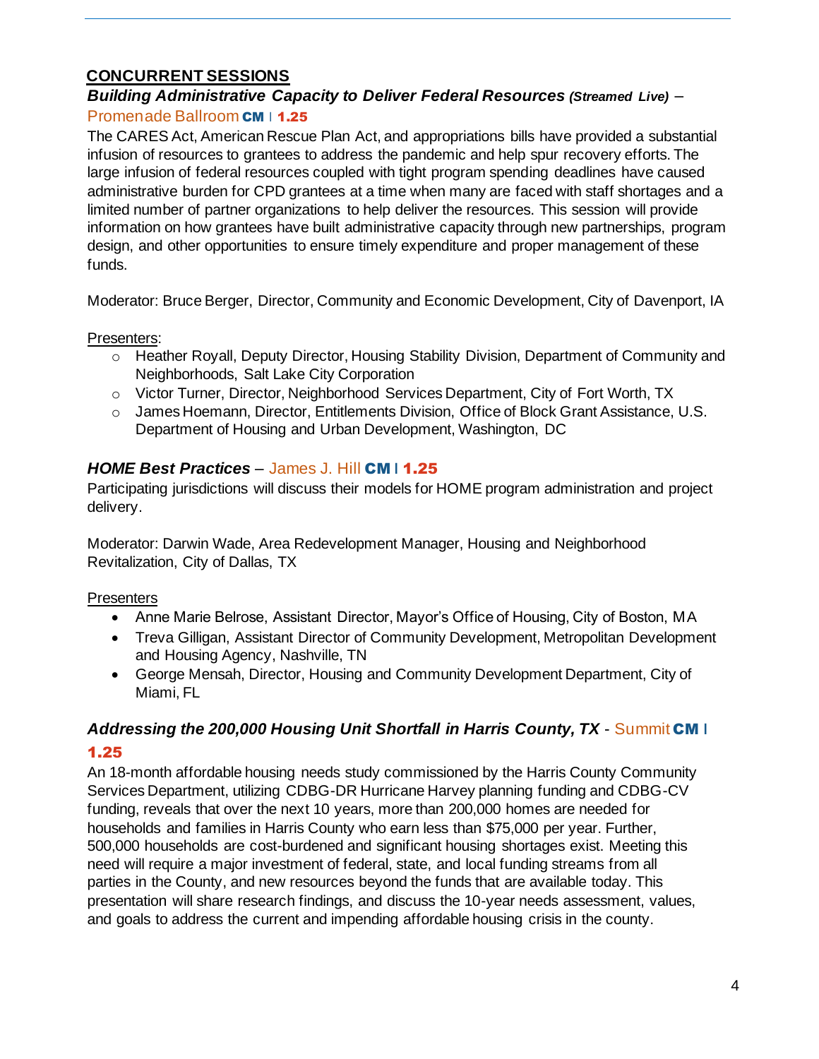## CONCURRENT SESSIONS

### *Building Administrative Capacity to Deliver Federal Resources (Streamed Live)* – Promenade Ballroom **CM** I **1.25**

The CARES Act, American Rescue Plan Act, and appropriations bills have provided a substantial infusion of resources to grantees to address the pandemic and help spur recovery efforts. The large infusion of federal resources coupled with tight program spending deadlines have caused administrative burden for CPD grantees at a time when many are faced with staff shortages and a limited number of partner organizations to help deliver the resources. This session will provide information on how grantees have built administrative capacity through new partnerships, program design, and other opportunities to ensure timely expenditure and proper management of these funds.

Moderator: Bruce Berger, Director, Community and Economic Development, City of Davenport, IA

Presenters:

- Heather Royall, Deputy Director, Housing Stability Division, Department of Community and Neighborhoods, Salt Lake City Corporation
- Victor Turner, Director, Neighborhood Services Department, City of Fort Worth, TX
- James Hoemann, Director, Entitlements Division, Office of Block Grant Assistance, U.S. Department of Housing and Urban Development, Washington, DC

### *HOME Best Practices* – James J. Hill **CM** I **1.25**

Participating jurisdictions will discuss their models for HOME program administration and project delivery.

Moderator: Darwin Wade, Area Redevelopment Manager, Housing and Neighborhood Revitalization, City of Dallas, TX

Presenters

- Anne Marie Belrose, Assistant Director, Mayor's Office of Housing, City of Boston, MA
- Treva Gilligan, Assistant Director of Community Development, Metropolitan Development and Housing Agency, Nashville, TN
- George Mensah, Director, Housing and Community Development Department, City of Miami, FL

### *Addressing the 200,000 Housing Unit Shortfall in Harris County, TX* - Summit **CM** I **1.25**

An 18-month affordable housing needs study commissioned by the Harris County Community Services Department, utilizing CDBG-DR Hurricane Harvey planning funding and CDBG-CV funding, reveals that over the next 10 years, more than 200,000 homes are needed for households and families in Harris County who earn less than $75,000 per year. Further, 500,000 households are cost-burdened and significant housing shortages exist. Meeting this need will require a major investment of federal, state, and local funding streams from all parties in the County, and new resources beyond the funds that are available today. This presentation will share research findings, and discuss the 10-year needs assessment, values, and goals to address the current and impending affordable housing crisis in the county.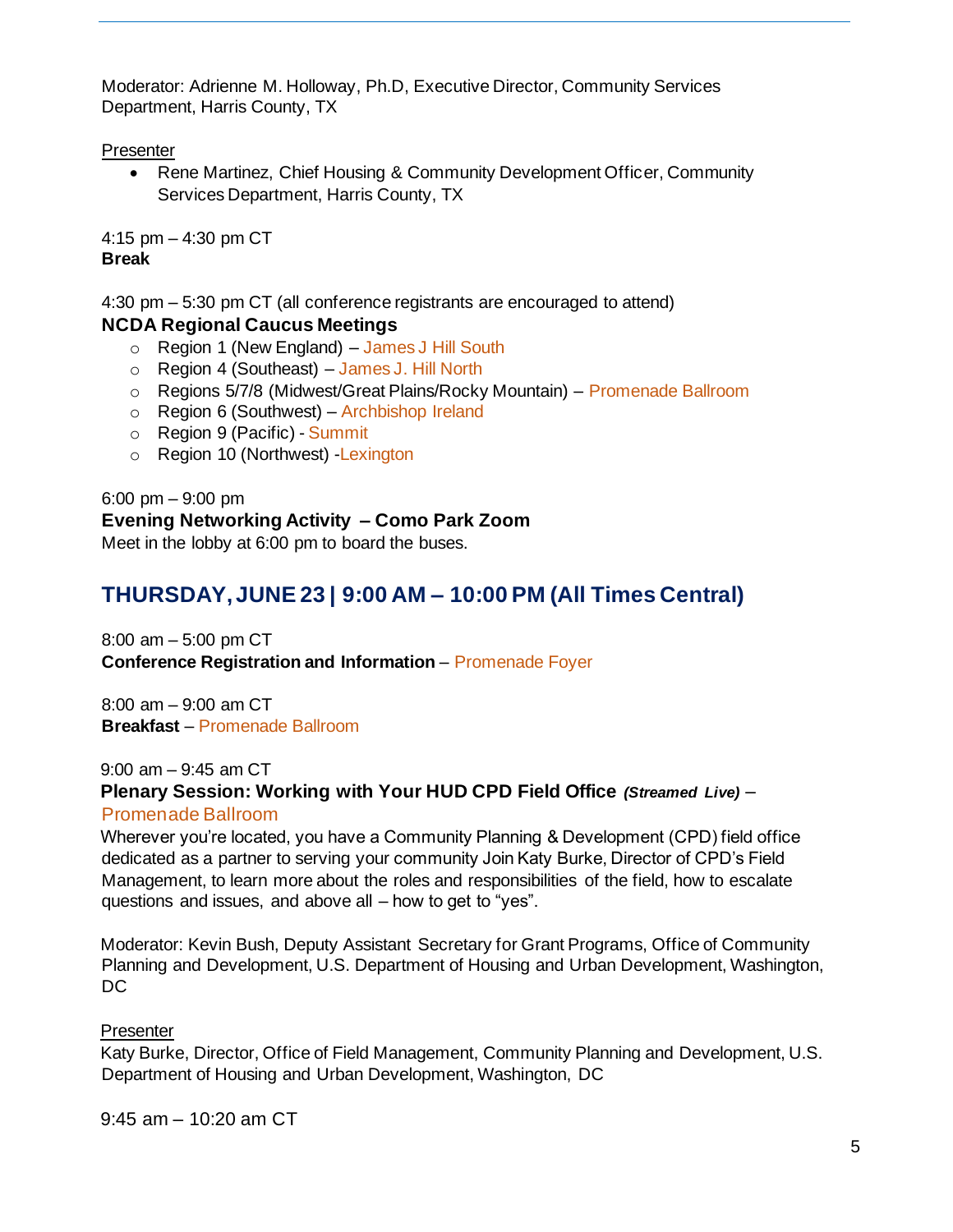Moderator: Adrienne M. Holloway, Ph.D, Executive Director, Community Services Department, Harris County, TX

Presenter

- Rene Martinez, Chief Housing & Community Development Officer, Community Services Department, Harris County, TX

4:15 pm – 4:30 pm CT
**Break**

4:30 pm – 5:30 pm CT (all conference registrants are encouraged to attend)
**NCDA Regional Caucus Meetings**

- Region 1 (New England) – James J Hill South
- Region 4 (Southeast) – James J. Hill North
- Regions 5/7/8 (Midwest/Great Plains/Rocky Mountain) – Promenade Ballroom
- Region 6 (Southwest) – Archbishop Ireland
- Region 9 (Pacific) - Summit
- Region 10 (Northwest) -Lexington

6:00 pm – 9:00 pm
**Evening Networking Activity – Como Park Zoom**
Meet in the lobby at 6:00 pm to board the buses.

## THURSDAY, JUNE 23 | 9:00 AM – 10:00 PM (All Times Central)

8:00 am – 5:00 pm CT
**Conference Registration and Information** – Promenade Foyer

8:00 am – 9:00 am CT
**Breakfast** – Promenade Ballroom

9:00 am – 9:45 am CT
**Plenary Session: Working with Your HUD CPD Field Office** ***(Streamed Live)*** – Promenade Ballroom
Wherever you're located, you have a Community Planning & Development (CPD) field office dedicated as a partner to serving your community Join Katy Burke, Director of CPD's Field Management, to learn more about the roles and responsibilities of the field, how to escalate questions and issues, and above all – how to get to "yes".

Moderator: Kevin Bush, Deputy Assistant Secretary for Grant Programs, Office of Community Planning and Development, U.S. Department of Housing and Urban Development, Washington, DC

Presenter
Katy Burke, Director, Office of Field Management, Community Planning and Development, U.S. Department of Housing and Urban Development, Washington, DC

9:45 am – 10:20 am CT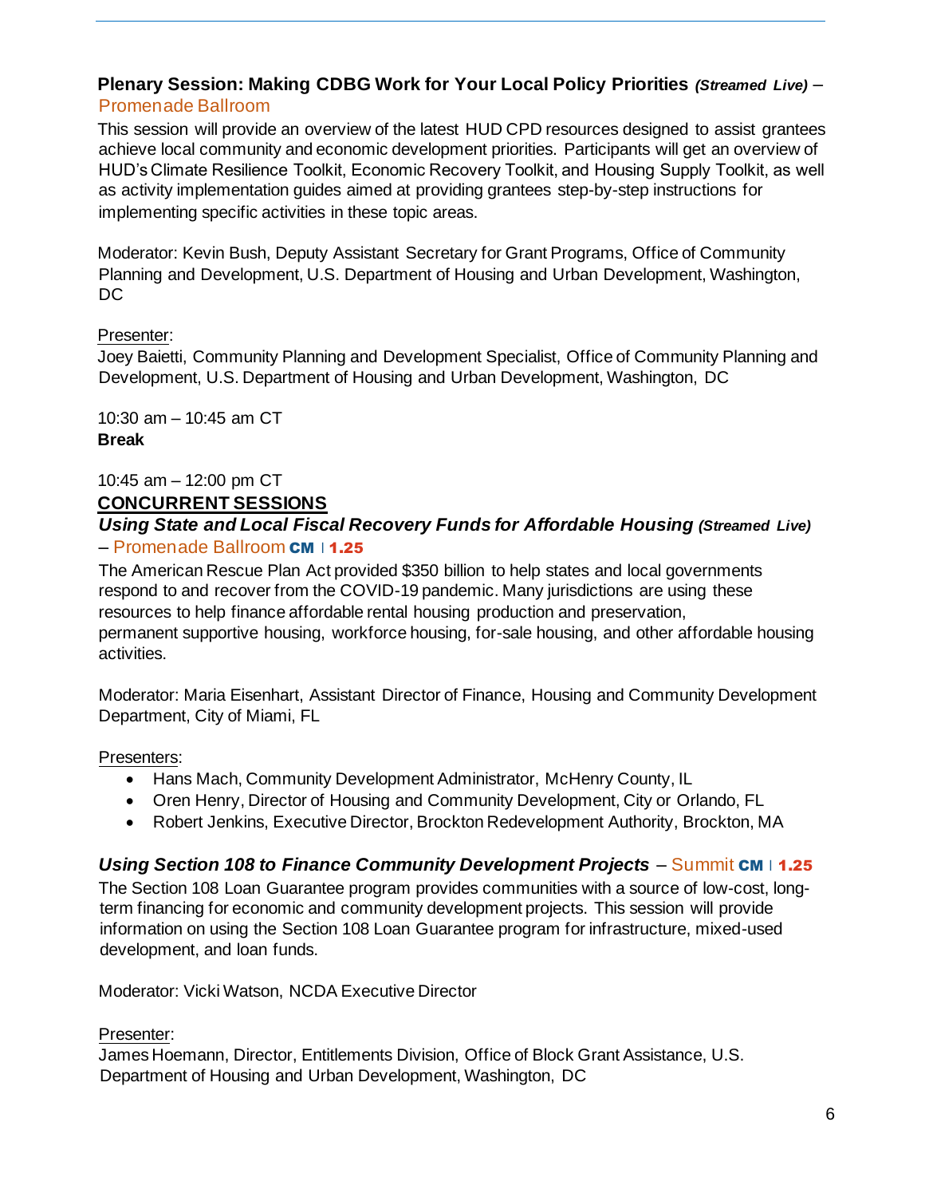### Plenary Session: Making CDBG Work for Your Local Policy Priorities *(Streamed Live)* – Promenade Ballroom

This session will provide an overview of the latest HUD CPD resources designed to assist grantees achieve local community and economic development priorities. Participants will get an overview of HUD's Climate Resilience Toolkit, Economic Recovery Toolkit, and Housing Supply Toolkit, as well as activity implementation guides aimed at providing grantees step-by-step instructions for implementing specific activities in these topic areas.

Moderator: Kevin Bush, Deputy Assistant Secretary for Grant Programs, Office of Community Planning and Development, U.S. Department of Housing and Urban Development, Washington, DC

Presenter:
Joey Baietti, Community Planning and Development Specialist, Office of Community Planning and Development, U.S. Department of Housing and Urban Development, Washington, DC

10:30 am – 10:45 am CT
**Break**

10:45 am – 12:00 pm CT
**CONCURRENT SESSIONS**

***Using State and Local Fiscal Recovery Funds for Affordable Housing*** ***(Streamed Live)*** – Promenade Ballroom **CM | 1.25**

The American Rescue Plan Act provided $350 billion to help states and local governments respond to and recover from the COVID-19 pandemic. Many jurisdictions are using these resources to help finance affordable rental housing production and preservation, permanent supportive housing, workforce housing, for-sale housing, and other affordable housing activities.

Moderator: Maria Eisenhart, Assistant Director of Finance, Housing and Community Development Department, City of Miami, FL

Presenters:
- Hans Mach, Community Development Administrator, McHenry County, IL
- Oren Henry, Director of Housing and Community Development, City or Orlando, FL
- Robert Jenkins, Executive Director, Brockton Redevelopment Authority, Brockton, MA

***Using Section 108 to Finance Community Development Projects*** – Summit **CM | 1.25**

The Section 108 Loan Guarantee program provides communities with a source of low-cost, long-term financing for economic and community development projects. This session will provide information on using the Section 108 Loan Guarantee program for infrastructure, mixed-used development, and loan funds.

Moderator: Vicki Watson, NCDA Executive Director

Presenter:
James Hoemann, Director, Entitlements Division, Office of Block Grant Assistance, U.S. Department of Housing and Urban Development, Washington, DC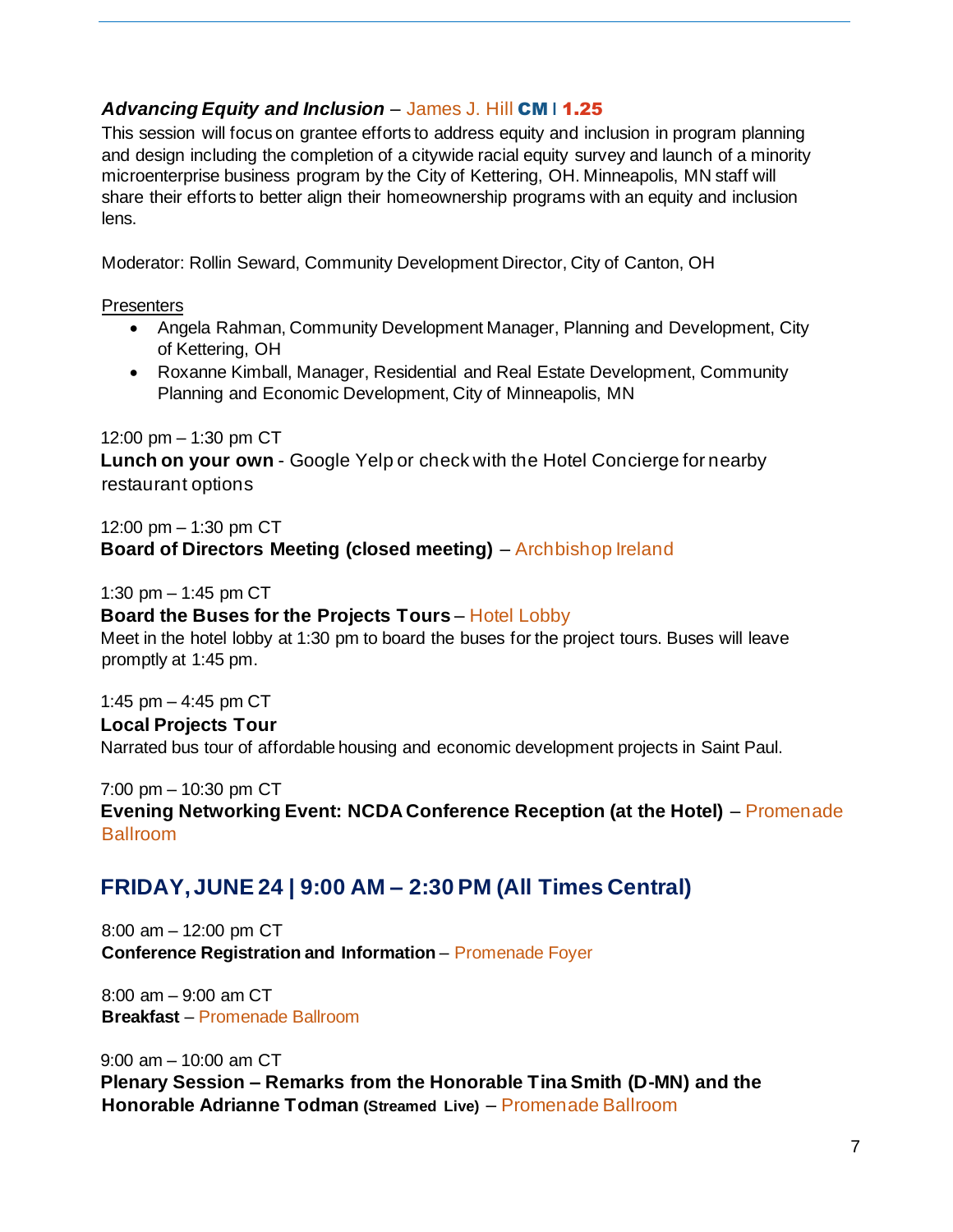***Advancing Equity and Inclusion*** – James J. Hill **CM** I **1.25**

This session will focus on grantee efforts to address equity and inclusion in program planning and design including the completion of a citywide racial equity survey and launch of a minority microenterprise business program by the City of Kettering, OH. Minneapolis, MN staff will share their efforts to better align their homeownership programs with an equity and inclusion lens.

Moderator: Rollin Seward, Community Development Director, City of Canton, OH

Presenters

- Angela Rahman, Community Development Manager, Planning and Development, City of Kettering, OH
- Roxanne Kimball, Manager, Residential and Real Estate Development, Community Planning and Economic Development, City of Minneapolis, MN

12:00 pm – 1:30 pm CT
**Lunch on your own** - Google Yelp or check with the Hotel Concierge for nearby restaurant options

12:00 pm – 1:30 pm CT
**Board of Directors Meeting (closed meeting)** – Archbishop Ireland

1:30 pm – 1:45 pm CT
**Board the Buses for the Projects Tours** – Hotel Lobby
Meet in the hotel lobby at 1:30 pm to board the buses for the project tours. Buses will leave promptly at 1:45 pm.

1:45 pm – 4:45 pm CT
**Local Projects Tour**
Narrated bus tour of affordable housing and economic development projects in Saint Paul.

7:00 pm – 10:30 pm CT
**Evening Networking Event: NCDA Conference Reception (at the Hotel)** – Promenade Ballroom

## FRIDAY, JUNE 24 | 9:00 AM – 2:30 PM (All Times Central)

8:00 am – 12:00 pm CT
**Conference Registration and Information** – Promenade Foyer

8:00 am – 9:00 am CT
**Breakfast** – Promenade Ballroom

9:00 am – 10:00 am CT
**Plenary Session – Remarks from the Honorable Tina Smith (D-MN) and the Honorable Adrianne Todman (Streamed Live)** – Promenade Ballroom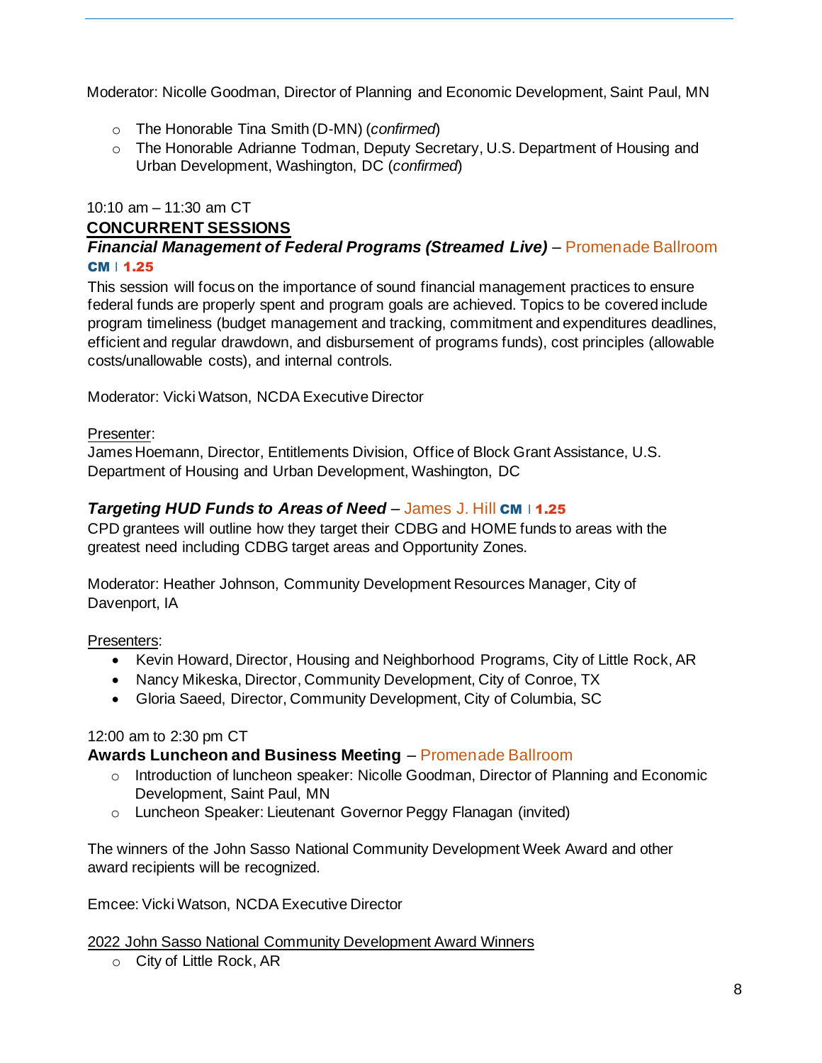Moderator: Nicolle Goodman, Director of Planning and Economic Development, Saint Paul, MN

- The Honorable Tina Smith (D-MN) (*confirmed*)
- The Honorable Adrianne Todman, Deputy Secretary, U.S. Department of Housing and Urban Development, Washington, DC (*confirmed*)

10:10 am – 11:30 am CT

**CONCURRENT SESSIONS**

***Financial Management of Federal Programs (Streamed Live)*** – Promenade Ballroom
**CM** | **1.25**

This session will focus on the importance of sound financial management practices to ensure federal funds are properly spent and program goals are achieved. Topics to be covered include program timeliness (budget management and tracking, commitment and expenditures deadlines, efficient and regular drawdown, and disbursement of programs funds), cost principles (allowable costs/unallowable costs), and internal controls.

Moderator: Vicki Watson, NCDA Executive Director

Presenter:
James Hoemann, Director, Entitlements Division, Office of Block Grant Assistance, U.S. Department of Housing and Urban Development, Washington, DC

***Targeting HUD Funds to Areas of Need*** – James J. Hill **CM** | **1.25**

CPD grantees will outline how they target their CDBG and HOME funds to areas with the greatest need including CDBG target areas and Opportunity Zones.

Moderator: Heather Johnson, Community Development Resources Manager, City of Davenport, IA

Presenters:

- Kevin Howard, Director, Housing and Neighborhood Programs, City of Little Rock, AR
- Nancy Mikeska, Director, Community Development, City of Conroe, TX
- Gloria Saeed, Director, Community Development, City of Columbia, SC

12:00 am to 2:30 pm CT

**Awards Luncheon and Business Meeting** – Promenade Ballroom

- Introduction of luncheon speaker: Nicolle Goodman, Director of Planning and Economic Development, Saint Paul, MN
- Luncheon Speaker: Lieutenant Governor Peggy Flanagan (invited)

The winners of the John Sasso National Community Development Week Award and other award recipients will be recognized.

Emcee: Vicki Watson, NCDA Executive Director

2022 John Sasso National Community Development Award Winners

- City of Little Rock, AR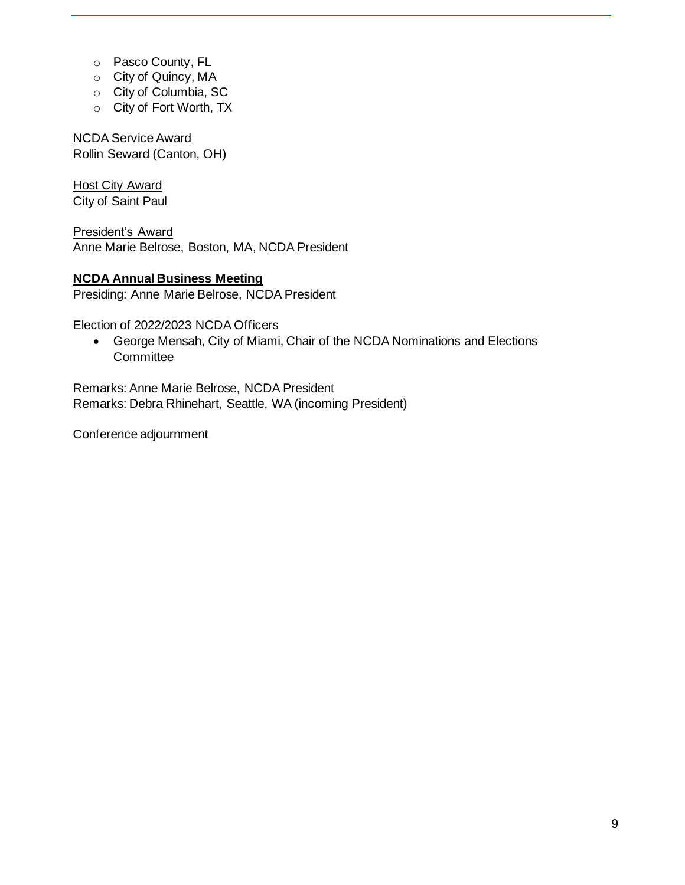- Pasco County, FL
- City of Quincy, MA
- City of Columbia, SC
- City of Fort Worth, TX

<u>NCDA Service Award</u>
Rollin Seward (Canton, OH)

<u>Host City Award</u>
City of Saint Paul

<u>President's Award</u>
Anne Marie Belrose, Boston, MA, NCDA President

**<u>NCDA Annual Business Meeting</u>**
Presiding: Anne Marie Belrose, NCDA President

Election of 2022/2023 NCDA Officers

- George Mensah, City of Miami, Chair of the NCDA Nominations and Elections Committee

Remarks: Anne Marie Belrose, NCDA President
Remarks: Debra Rhinehart, Seattle, WA (incoming President)

Conference adjournment